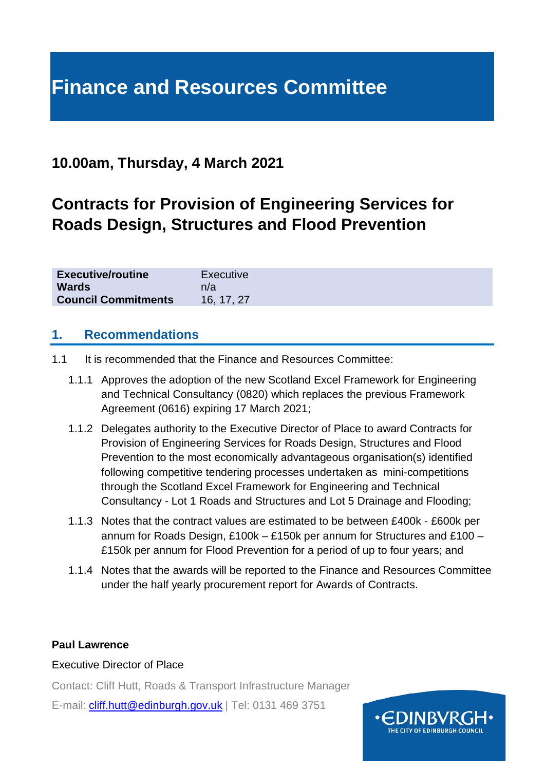# Finance and Resources Committee

## 10.00am, Thursday, 4 March 2021

## Contracts for Provision of Engineering Services for Roads Design, Structures and Flood Prevention

| | |
|---|---|
| **Executive/routine** | Executive |
| **Wards** | n/a |
| **Council Commitments** | 16, 17, 27 |

## 1. Recommendations

1.1 It is recommended that the Finance and Resources Committee:

1.1.1 Approves the adoption of the new Scotland Excel Framework for Engineering and Technical Consultancy (0820) which replaces the previous Framework Agreement (0616) expiring 17 March 2021;

1.1.2 Delegates authority to the Executive Director of Place to award Contracts for Provision of Engineering Services for Roads Design, Structures and Flood Prevention to the most economically advantageous organisation(s) identified following competitive tendering processes undertaken as mini-competitions through the Scotland Excel Framework for Engineering and Technical Consultancy - Lot 1 Roads and Structures and Lot 5 Drainage and Flooding;

1.1.3 Notes that the contract values are estimated to be between £400k - £600k per annum for Roads Design, £100k – £150k per annum for Structures and £100 – £150k per annum for Flood Prevention for a period of up to four years; and

1.1.4 Notes that the awards will be reported to the Finance and Resources Committee under the half yearly procurement report for Awards of Contracts.

**Paul Lawrence**

Executive Director of Place

Contact: Cliff Hutt, Roads & Transport Infrastructure Manager

E-mail: cliff.hutt@edinburgh.gov.uk | Tel: 0131 469 3751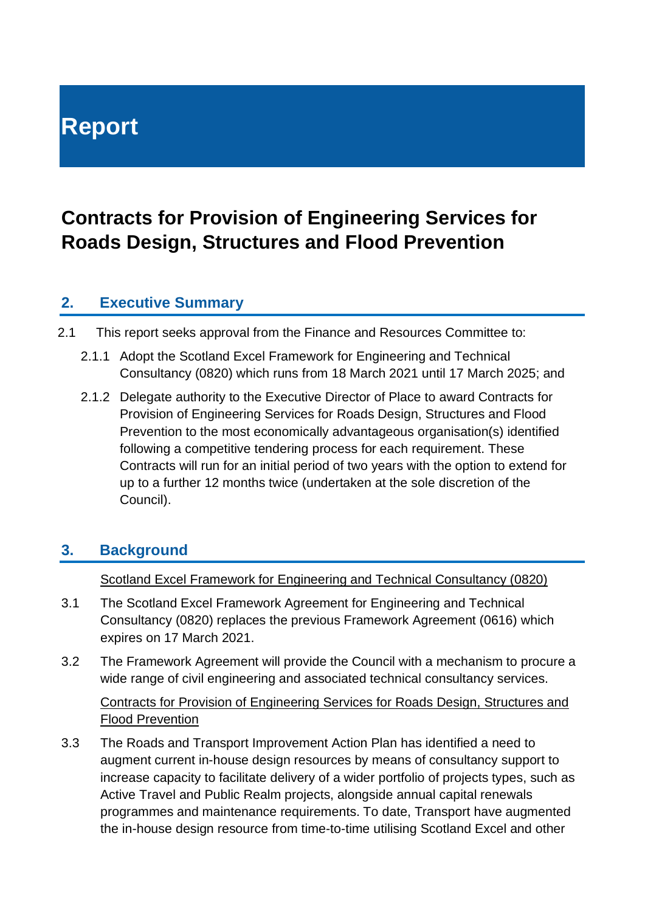# Report

# Contracts for Provision of Engineering Services for Roads Design, Structures and Flood Prevention

## 2. Executive Summary

2.1 This report seeks approval from the Finance and Resources Committee to:

2.1.1 Adopt the Scotland Excel Framework for Engineering and Technical Consultancy (0820) which runs from 18 March 2021 until 17 March 2025; and

2.1.2 Delegate authority to the Executive Director of Place to award Contracts for Provision of Engineering Services for Roads Design, Structures and Flood Prevention to the most economically advantageous organisation(s) identified following a competitive tendering process for each requirement. These Contracts will run for an initial period of two years with the option to extend for up to a further 12 months twice (undertaken at the sole discretion of the Council).

## 3. Background

Scotland Excel Framework for Engineering and Technical Consultancy (0820)

3.1 The Scotland Excel Framework Agreement for Engineering and Technical Consultancy (0820) replaces the previous Framework Agreement (0616) which expires on 17 March 2021.

3.2 The Framework Agreement will provide the Council with a mechanism to procure a wide range of civil engineering and associated technical consultancy services.

Contracts for Provision of Engineering Services for Roads Design, Structures and Flood Prevention

3.3 The Roads and Transport Improvement Action Plan has identified a need to augment current in-house design resources by means of consultancy support to increase capacity to facilitate delivery of a wider portfolio of projects types, such as Active Travel and Public Realm projects, alongside annual capital renewals programmes and maintenance requirements. To date, Transport have augmented the in-house design resource from time-to-time utilising Scotland Excel and other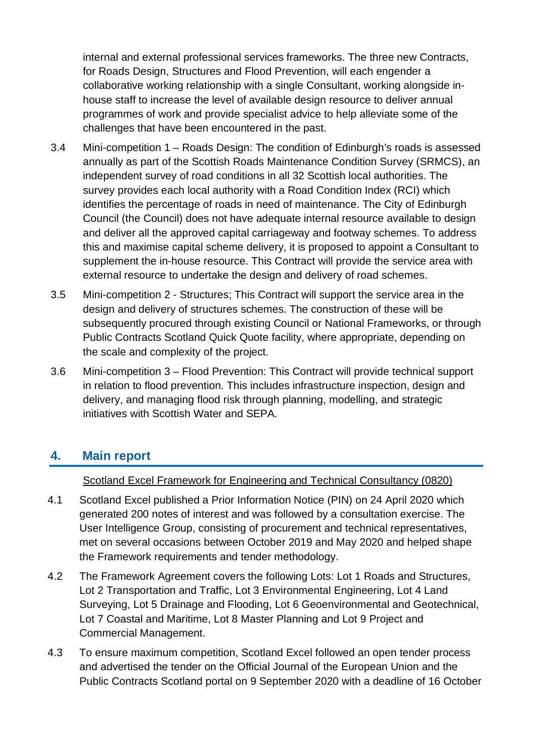internal and external professional services frameworks. The three new Contracts, for Roads Design, Structures and Flood Prevention, will each engender a collaborative working relationship with a single Consultant, working alongside in-house staff to increase the level of available design resource to deliver annual programmes of work and provide specialist advice to help alleviate some of the challenges that have been encountered in the past.

3.4 Mini-competition 1 – Roads Design: The condition of Edinburgh's roads is assessed annually as part of the Scottish Roads Maintenance Condition Survey (SRMCS), an independent survey of road conditions in all 32 Scottish local authorities. The survey provides each local authority with a Road Condition Index (RCI) which identifies the percentage of roads in need of maintenance. The City of Edinburgh Council (the Council) does not have adequate internal resource available to design and deliver all the approved capital carriageway and footway schemes. To address this and maximise capital scheme delivery, it is proposed to appoint a Consultant to supplement the in-house resource. This Contract will provide the service area with external resource to undertake the design and delivery of road schemes.

3.5 Mini-competition 2 - Structures; This Contract will support the service area in the design and delivery of structures schemes. The construction of these will be subsequently procured through existing Council or National Frameworks, or through Public Contracts Scotland Quick Quote facility, where appropriate, depending on the scale and complexity of the project.

3.6 Mini-competition 3 – Flood Prevention: This Contract will provide technical support in relation to flood prevention. This includes infrastructure inspection, design and delivery, and managing flood risk through planning, modelling, and strategic initiatives with Scottish Water and SEPA.

## 4. Main report

<u>Scotland Excel Framework for Engineering and Technical Consultancy (0820)</u>

4.1 Scotland Excel published a Prior Information Notice (PIN) on 24 April 2020 which generated 200 notes of interest and was followed by a consultation exercise. The User Intelligence Group, consisting of procurement and technical representatives, met on several occasions between October 2019 and May 2020 and helped shape the Framework requirements and tender methodology.

4.2 The Framework Agreement covers the following Lots: Lot 1 Roads and Structures, Lot 2 Transportation and Traffic, Lot 3 Environmental Engineering, Lot 4 Land Surveying, Lot 5 Drainage and Flooding, Lot 6 Geoenvironmental and Geotechnical, Lot 7 Coastal and Maritime, Lot 8 Master Planning and Lot 9 Project and Commercial Management.

4.3 To ensure maximum competition, Scotland Excel followed an open tender process and advertised the tender on the Official Journal of the European Union and the Public Contracts Scotland portal on 9 September 2020 with a deadline of 16 October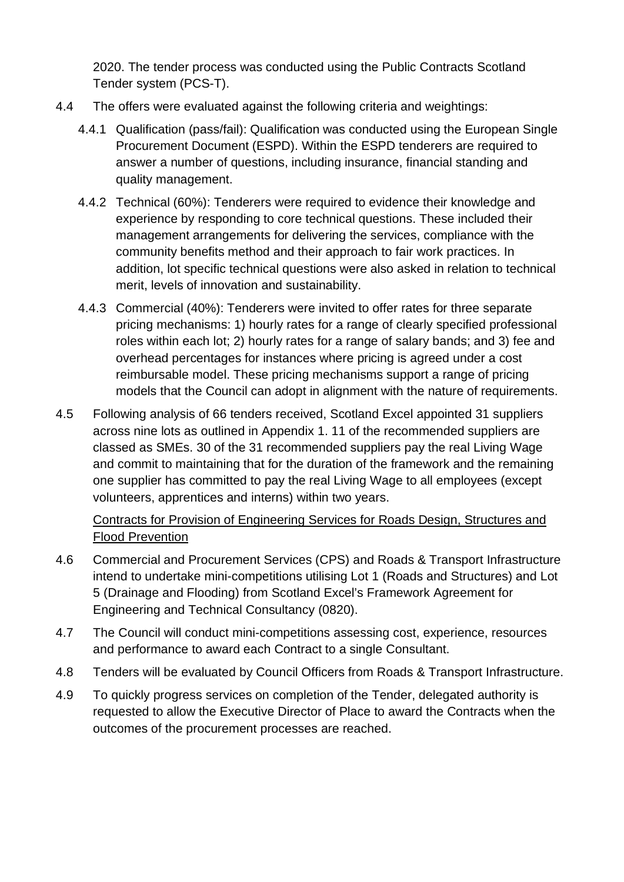2020. The tender process was conducted using the Public Contracts Scotland Tender system (PCS-T).

4.4 The offers were evaluated against the following criteria and weightings:

4.4.1 Qualification (pass/fail): Qualification was conducted using the European Single Procurement Document (ESPD). Within the ESPD tenderers are required to answer a number of questions, including insurance, financial standing and quality management.

4.4.2 Technical (60%): Tenderers were required to evidence their knowledge and experience by responding to core technical questions. These included their management arrangements for delivering the services, compliance with the community benefits method and their approach to fair work practices. In addition, lot specific technical questions were also asked in relation to technical merit, levels of innovation and sustainability.

4.4.3 Commercial (40%): Tenderers were invited to offer rates for three separate pricing mechanisms: 1) hourly rates for a range of clearly specified professional roles within each lot; 2) hourly rates for a range of salary bands; and 3) fee and overhead percentages for instances where pricing is agreed under a cost reimbursable model. These pricing mechanisms support a range of pricing models that the Council can adopt in alignment with the nature of requirements.

4.5 Following analysis of 66 tenders received, Scotland Excel appointed 31 suppliers across nine lots as outlined in Appendix 1. 11 of the recommended suppliers are classed as SMEs. 30 of the 31 recommended suppliers pay the real Living Wage and commit to maintaining that for the duration of the framework and the remaining one supplier has committed to pay the real Living Wage to all employees (except volunteers, apprentices and interns) within two years.

Contracts for Provision of Engineering Services for Roads Design, Structures and Flood Prevention

4.6 Commercial and Procurement Services (CPS) and Roads & Transport Infrastructure intend to undertake mini-competitions utilising Lot 1 (Roads and Structures) and Lot 5 (Drainage and Flooding) from Scotland Excel's Framework Agreement for Engineering and Technical Consultancy (0820).

4.7 The Council will conduct mini-competitions assessing cost, experience, resources and performance to award each Contract to a single Consultant.

4.8 Tenders will be evaluated by Council Officers from Roads & Transport Infrastructure.

4.9 To quickly progress services on completion of the Tender, delegated authority is requested to allow the Executive Director of Place to award the Contracts when the outcomes of the procurement processes are reached.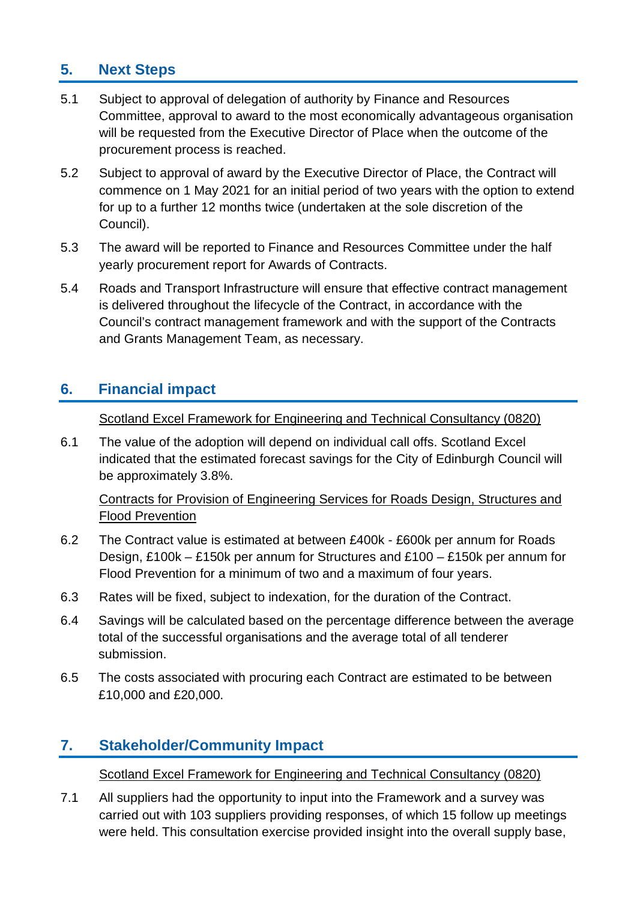## 5. Next Steps

5.1 Subject to approval of delegation of authority by Finance and Resources Committee, approval to award to the most economically advantageous organisation will be requested from the Executive Director of Place when the outcome of the procurement process is reached.

5.2 Subject to approval of award by the Executive Director of Place, the Contract will commence on 1 May 2021 for an initial period of two years with the option to extend for up to a further 12 months twice (undertaken at the sole discretion of the Council).

5.3 The award will be reported to Finance and Resources Committee under the half yearly procurement report for Awards of Contracts.

5.4 Roads and Transport Infrastructure will ensure that effective contract management is delivered throughout the lifecycle of the Contract, in accordance with the Council's contract management framework and with the support of the Contracts and Grants Management Team, as necessary.

## 6. Financial impact

<u>Scotland Excel Framework for Engineering and Technical Consultancy (0820)</u>

6.1 The value of the adoption will depend on individual call offs. Scotland Excel indicated that the estimated forecast savings for the City of Edinburgh Council will be approximately 3.8%.

<u>Contracts for Provision of Engineering Services for Roads Design, Structures and Flood Prevention</u>

6.2 The Contract value is estimated at between £400k - £600k per annum for Roads Design, £100k – £150k per annum for Structures and £100 – £150k per annum for Flood Prevention for a minimum of two and a maximum of four years.

6.3 Rates will be fixed, subject to indexation, for the duration of the Contract.

6.4 Savings will be calculated based on the percentage difference between the average total of the successful organisations and the average total of all tenderer submission.

6.5 The costs associated with procuring each Contract are estimated to be between £10,000 and £20,000.

## 7. Stakeholder/Community Impact

<u>Scotland Excel Framework for Engineering and Technical Consultancy (0820)</u>

7.1 All suppliers had the opportunity to input into the Framework and a survey was carried out with 103 suppliers providing responses, of which 15 follow up meetings were held. This consultation exercise provided insight into the overall supply base,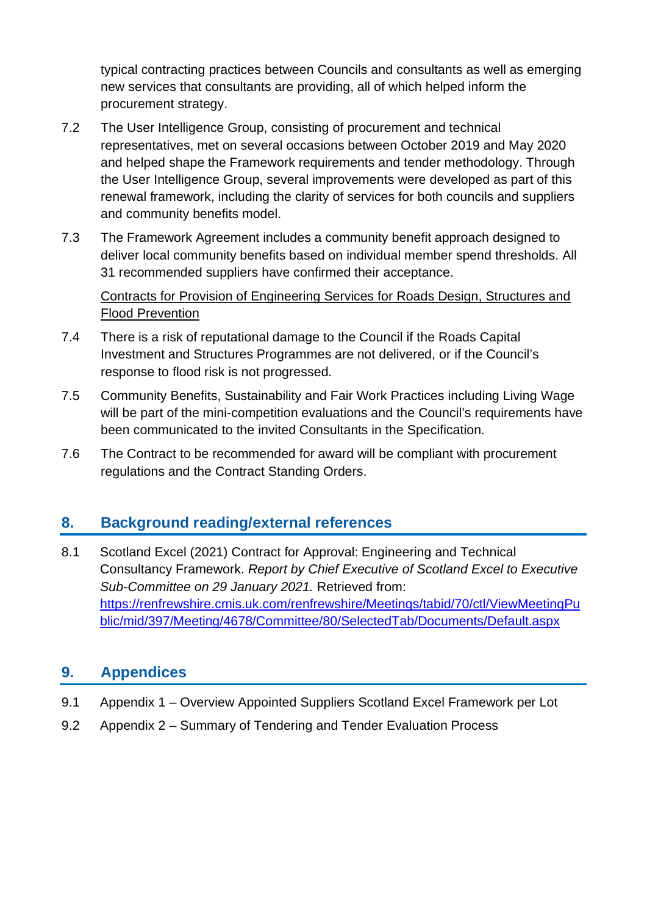typical contracting practices between Councils and consultants as well as emerging new services that consultants are providing, all of which helped inform the procurement strategy.

7.2 The User Intelligence Group, consisting of procurement and technical representatives, met on several occasions between October 2019 and May 2020 and helped shape the Framework requirements and tender methodology. Through the User Intelligence Group, several improvements were developed as part of this renewal framework, including the clarity of services for both councils and suppliers and community benefits model.

7.3 The Framework Agreement includes a community benefit approach designed to deliver local community benefits based on individual member spend thresholds. All 31 recommended suppliers have confirmed their acceptance.

Contracts for Provision of Engineering Services for Roads Design, Structures and Flood Prevention

7.4 There is a risk of reputational damage to the Council if the Roads Capital Investment and Structures Programmes are not delivered, or if the Council's response to flood risk is not progressed.

7.5 Community Benefits, Sustainability and Fair Work Practices including Living Wage will be part of the mini-competition evaluations and the Council's requirements have been communicated to the invited Consultants in the Specification.

7.6 The Contract to be recommended for award will be compliant with procurement regulations and the Contract Standing Orders.

## 8. Background reading/external references

8.1 Scotland Excel (2021) Contract for Approval: Engineering and Technical Consultancy Framework. *Report by Chief Executive of Scotland Excel to Executive Sub-Committee on 29 January 2021.* Retrieved from: https://renfrewshire.cmis.uk.com/renfrewshire/Meetings/tabid/70/ctl/ViewMeetingPublic/mid/397/Meeting/4678/Committee/80/SelectedTab/Documents/Default.aspx

## 9. Appendices

9.1 Appendix 1 – Overview Appointed Suppliers Scotland Excel Framework per Lot

9.2 Appendix 2 – Summary of Tendering and Tender Evaluation Process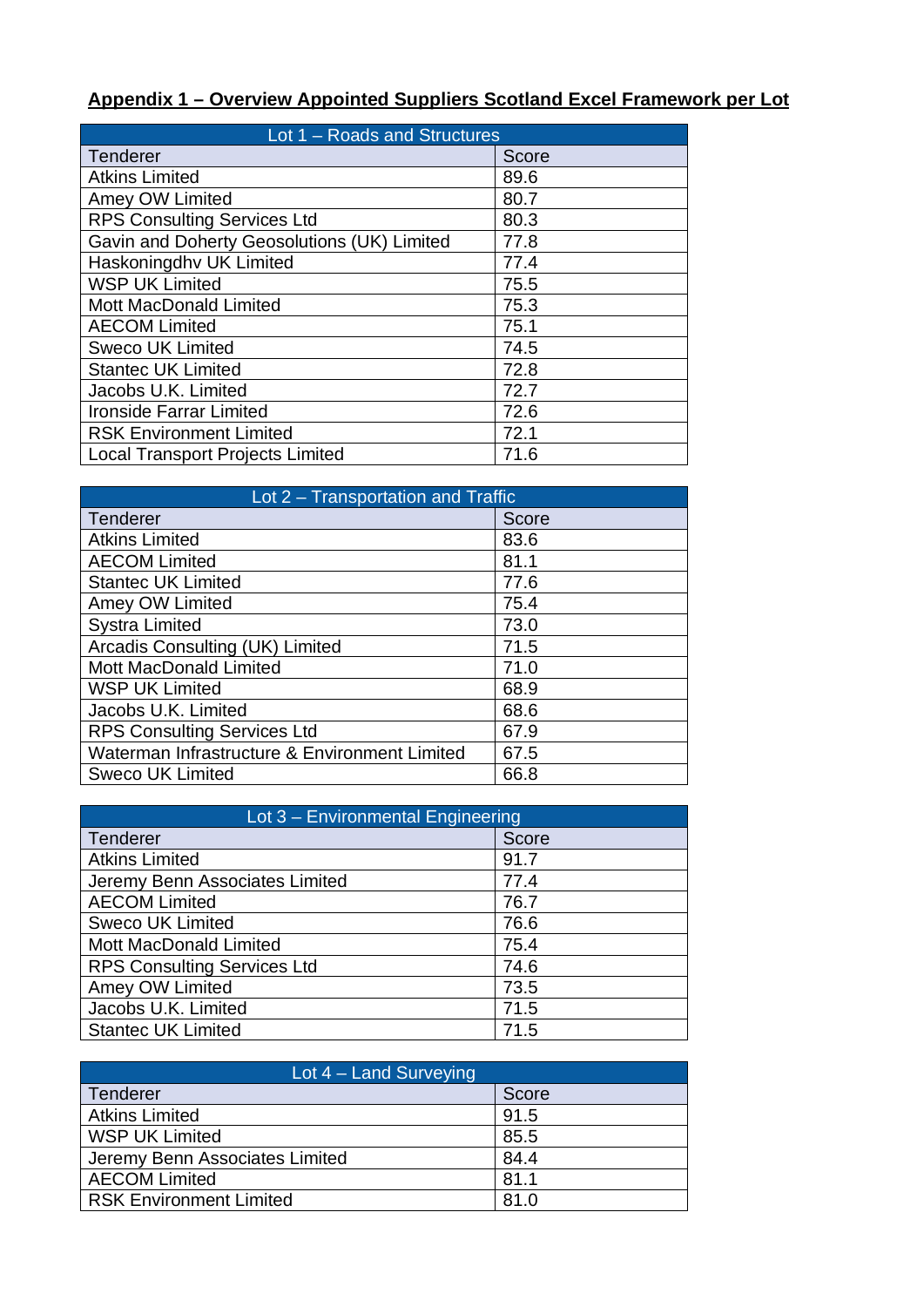## Appendix 1 – Overview Appointed Suppliers Scotland Excel Framework per Lot

| Lot 1 – Roads and Structures | |
|---|---|
| Tenderer | Score |
| Atkins Limited | 89.6 |
| Amey OW Limited | 80.7 |
| RPS Consulting Services Ltd | 80.3 |
| Gavin and Doherty Geosolutions (UK) Limited | 77.8 |
| Haskoningdhv UK Limited | 77.4 |
| WSP UK Limited | 75.5 |
| Mott MacDonald Limited | 75.3 |
| AECOM Limited | 75.1 |
| Sweco UK Limited | 74.5 |
| Stantec UK Limited | 72.8 |
| Jacobs U.K. Limited | 72.7 |
| Ironside Farrar Limited | 72.6 |
| RSK Environment Limited | 72.1 |
| Local Transport Projects Limited | 71.6 |

| Lot 2 – Transportation and Traffic | |
|---|---|
| Tenderer | Score |
| Atkins Limited | 83.6 |
| AECOM Limited | 81.1 |
| Stantec UK Limited | 77.6 |
| Amey OW Limited | 75.4 |
| Systra Limited | 73.0 |
| Arcadis Consulting (UK) Limited | 71.5 |
| Mott MacDonald Limited | 71.0 |
| WSP UK Limited | 68.9 |
| Jacobs U.K. Limited | 68.6 |
| RPS Consulting Services Ltd | 67.9 |
| Waterman Infrastructure & Environment Limited | 67.5 |
| Sweco UK Limited | 66.8 |

| Lot 3 – Environmental Engineering | |
|---|---|
| Tenderer | Score |
| Atkins Limited | 91.7 |
| Jeremy Benn Associates Limited | 77.4 |
| AECOM Limited | 76.7 |
| Sweco UK Limited | 76.6 |
| Mott MacDonald Limited | 75.4 |
| RPS Consulting Services Ltd | 74.6 |
| Amey OW Limited | 73.5 |
| Jacobs U.K. Limited | 71.5 |
| Stantec UK Limited | 71.5 |

| Lot 4 – Land Surveying | |
|---|---|
| Tenderer | Score |
| Atkins Limited | 91.5 |
| WSP UK Limited | 85.5 |
| Jeremy Benn Associates Limited | 84.4 |
| AECOM Limited | 81.1 |
| RSK Environment Limited | 81.0 |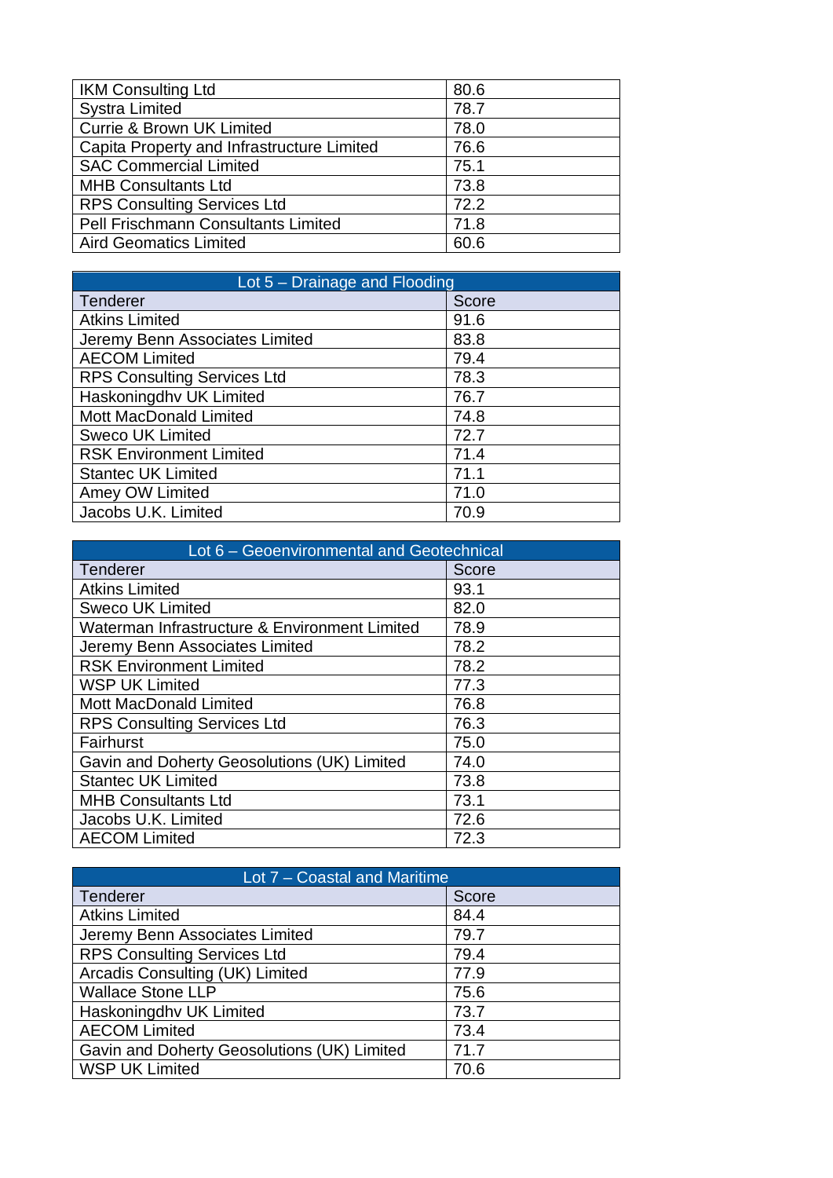| | |
|---|---|
| IKM Consulting Ltd | 80.6 |
| Systra Limited | 78.7 |
| Currie & Brown UK Limited | 78.0 |
| Capita Property and Infrastructure Limited | 76.6 |
| SAC Commercial Limited | 75.1 |
| MHB Consultants Ltd | 73.8 |
| RPS Consulting Services Ltd | 72.2 |
| Pell Frischmann Consultants Limited | 71.8 |
| Aird Geomatics Limited | 60.6 |

| Lot 5 – Drainage and Flooding | |
|---|---|
| Tenderer | Score |
| Atkins Limited | 91.6 |
| Jeremy Benn Associates Limited | 83.8 |
| AECOM Limited | 79.4 |
| RPS Consulting Services Ltd | 78.3 |
| Haskoningdhv UK Limited | 76.7 |
| Mott MacDonald Limited | 74.8 |
| Sweco UK Limited | 72.7 |
| RSK Environment Limited | 71.4 |
| Stantec UK Limited | 71.1 |
| Amey OW Limited | 71.0 |
| Jacobs U.K. Limited | 70.9 |

| Lot 6 – Geoenvironmental and Geotechnical | |
|---|---|
| Tenderer | Score |
| Atkins Limited | 93.1 |
| Sweco UK Limited | 82.0 |
| Waterman Infrastructure & Environment Limited | 78.9 |
| Jeremy Benn Associates Limited | 78.2 |
| RSK Environment Limited | 78.2 |
| WSP UK Limited | 77.3 |
| Mott MacDonald Limited | 76.8 |
| RPS Consulting Services Ltd | 76.3 |
| Fairhurst | 75.0 |
| Gavin and Doherty Geosolutions (UK) Limited | 74.0 |
| Stantec UK Limited | 73.8 |
| MHB Consultants Ltd | 73.1 |
| Jacobs U.K. Limited | 72.6 |
| AECOM Limited | 72.3 |

| Lot 7 – Coastal and Maritime | |
|---|---|
| Tenderer | Score |
| Atkins Limited | 84.4 |
| Jeremy Benn Associates Limited | 79.7 |
| RPS Consulting Services Ltd | 79.4 |
| Arcadis Consulting (UK) Limited | 77.9 |
| Wallace Stone LLP | 75.6 |
| Haskoningdhv UK Limited | 73.7 |
| AECOM Limited | 73.4 |
| Gavin and Doherty Geosolutions (UK) Limited | 71.7 |
| WSP UK Limited | 70.6 |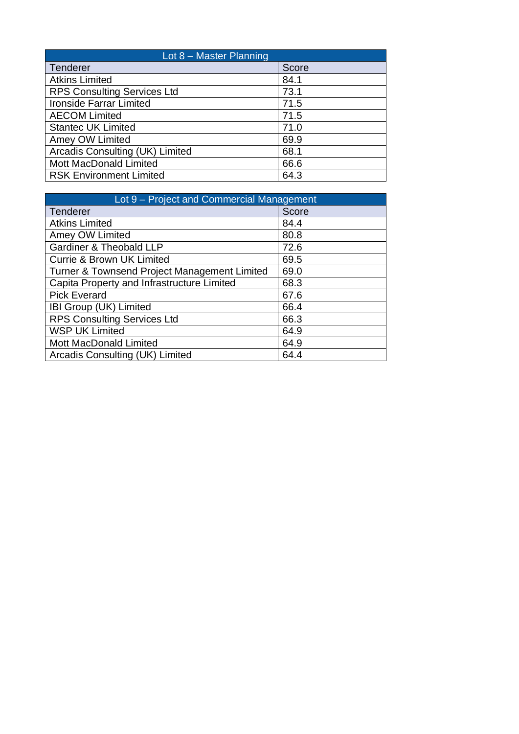| Lot 8 – Master Planning | |
|---|---|
| Tenderer | Score |
| Atkins Limited | 84.1 |
| RPS Consulting Services Ltd | 73.1 |
| Ironside Farrar Limited | 71.5 |
| AECOM Limited | 71.5 |
| Stantec UK Limited | 71.0 |
| Amey OW Limited | 69.9 |
| Arcadis Consulting (UK) Limited | 68.1 |
| Mott MacDonald Limited | 66.6 |
| RSK Environment Limited | 64.3 |

| Lot 9 – Project and Commercial Management | |
|---|---|
| Tenderer | Score |
| Atkins Limited | 84.4 |
| Amey OW Limited | 80.8 |
| Gardiner & Theobald LLP | 72.6 |
| Currie & Brown UK Limited | 69.5 |
| Turner & Townsend Project Management Limited | 69.0 |
| Capita Property and Infrastructure Limited | 68.3 |
| Pick Everard | 67.6 |
| IBI Group (UK) Limited | 66.4 |
| RPS Consulting Services Ltd | 66.3 |
| WSP UK Limited | 64.9 |
| Mott MacDonald Limited | 64.9 |
| Arcadis Consulting (UK) Limited | 64.4 |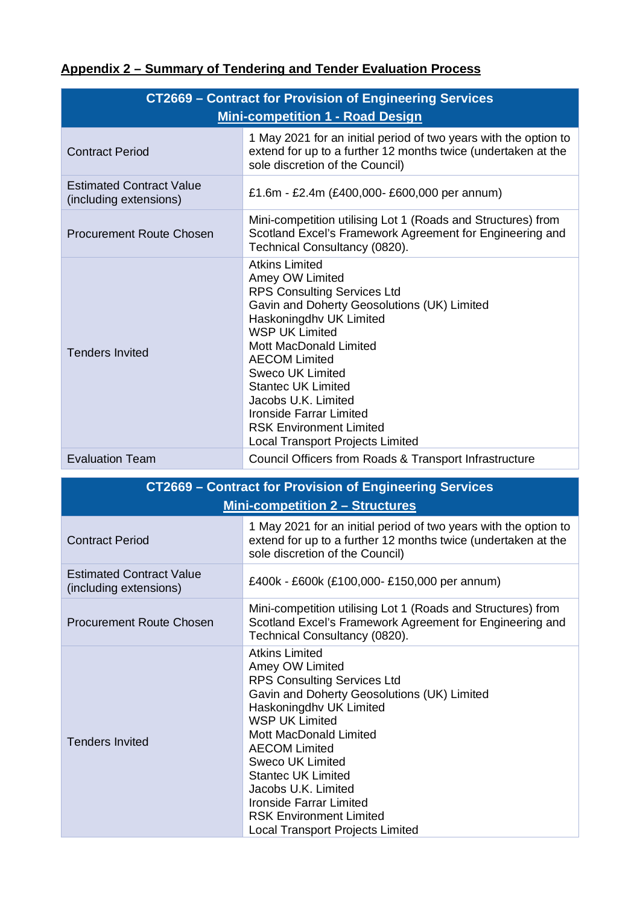## Appendix 2 – Summary of Tendering and Tender Evaluation Process

| CT2669 – Contract for Provision of Engineering Services<br>Mini-competition 1 - Road Design | |
|---|---|
| Contract Period | 1 May 2021 for an initial period of two years with the option to extend for up to a further 12 months twice (undertaken at the sole discretion of the Council) |
| Estimated Contract Value (including extensions) | £1.6m - £2.4m (£400,000- £600,000 per annum) |
| Procurement Route Chosen | Mini-competition utilising Lot 1 (Roads and Structures) from Scotland Excel's Framework Agreement for Engineering and Technical Consultancy (0820). |
| Tenders Invited | Atkins Limited<br>Amey OW Limited<br>RPS Consulting Services Ltd<br>Gavin and Doherty Geosolutions (UK) Limited<br>Haskoningdhv UK Limited<br>WSP UK Limited<br>Mott MacDonald Limited<br>AECOM Limited<br>Sweco UK Limited<br>Stantec UK Limited<br>Jacobs U.K. Limited<br>Ironside Farrar Limited<br>RSK Environment Limited<br>Local Transport Projects Limited |
| Evaluation Team | Council Officers from Roads & Transport Infrastructure |

| CT2669 – Contract for Provision of Engineering Services<br>Mini-competition 2 – Structures | |
|---|---|
| Contract Period | 1 May 2021 for an initial period of two years with the option to extend for up to a further 12 months twice (undertaken at the sole discretion of the Council) |
| Estimated Contract Value (including extensions) | £400k - £600k (£100,000- £150,000 per annum) |
| Procurement Route Chosen | Mini-competition utilising Lot 1 (Roads and Structures) from Scotland Excel's Framework Agreement for Engineering and Technical Consultancy (0820). |
| Tenders Invited | Atkins Limited<br>Amey OW Limited<br>RPS Consulting Services Ltd<br>Gavin and Doherty Geosolutions (UK) Limited<br>Haskoningdhv UK Limited<br>WSP UK Limited<br>Mott MacDonald Limited<br>AECOM Limited<br>Sweco UK Limited<br>Stantec UK Limited<br>Jacobs U.K. Limited<br>Ironside Farrar Limited<br>RSK Environment Limited<br>Local Transport Projects Limited |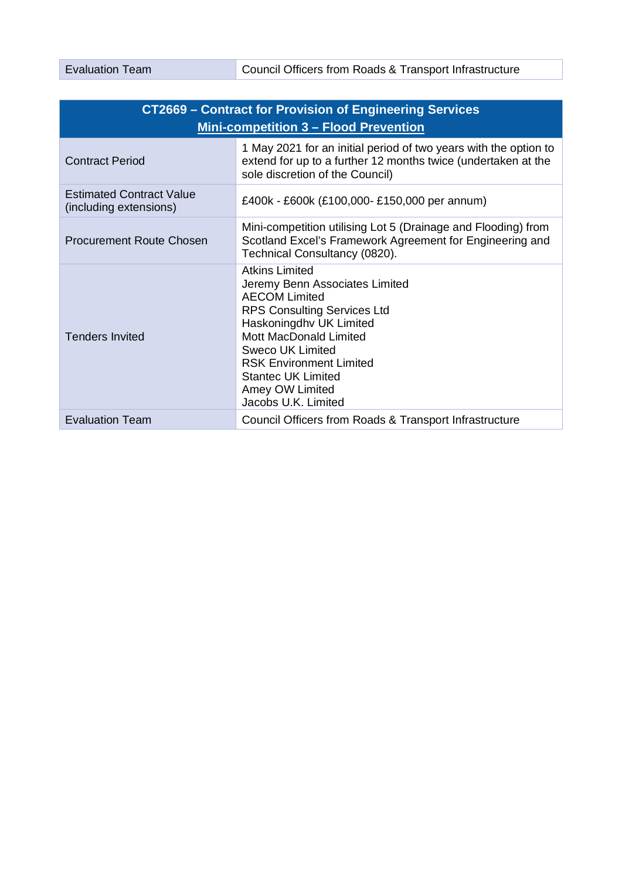| | |
|---|---|
| Evaluation Team | Council Officers from Roads & Transport Infrastructure |

| **CT2669 – Contract for Provision of Engineering Services**<br>**Mini-competition 3 – Flood Prevention** | |
|---|---|
| Contract Period | 1 May 2021 for an initial period of two years with the option to extend for up to a further 12 months twice (undertaken at the sole discretion of the Council) |
| Estimated Contract Value (including extensions) | £400k - £600k (£100,000- £150,000 per annum) |
| Procurement Route Chosen | Mini-competition utilising Lot 5 (Drainage and Flooding) from Scotland Excel's Framework Agreement for Engineering and Technical Consultancy (0820). |
| Tenders Invited | Atkins Limited<br>Jeremy Benn Associates Limited<br>AECOM Limited<br>RPS Consulting Services Ltd<br>Haskoningdhv UK Limited<br>Mott MacDonald Limited<br>Sweco UK Limited<br>RSK Environment Limited<br>Stantec UK Limited<br>Amey OW Limited<br>Jacobs U.K. Limited |
| Evaluation Team | Council Officers from Roads & Transport Infrastructure |